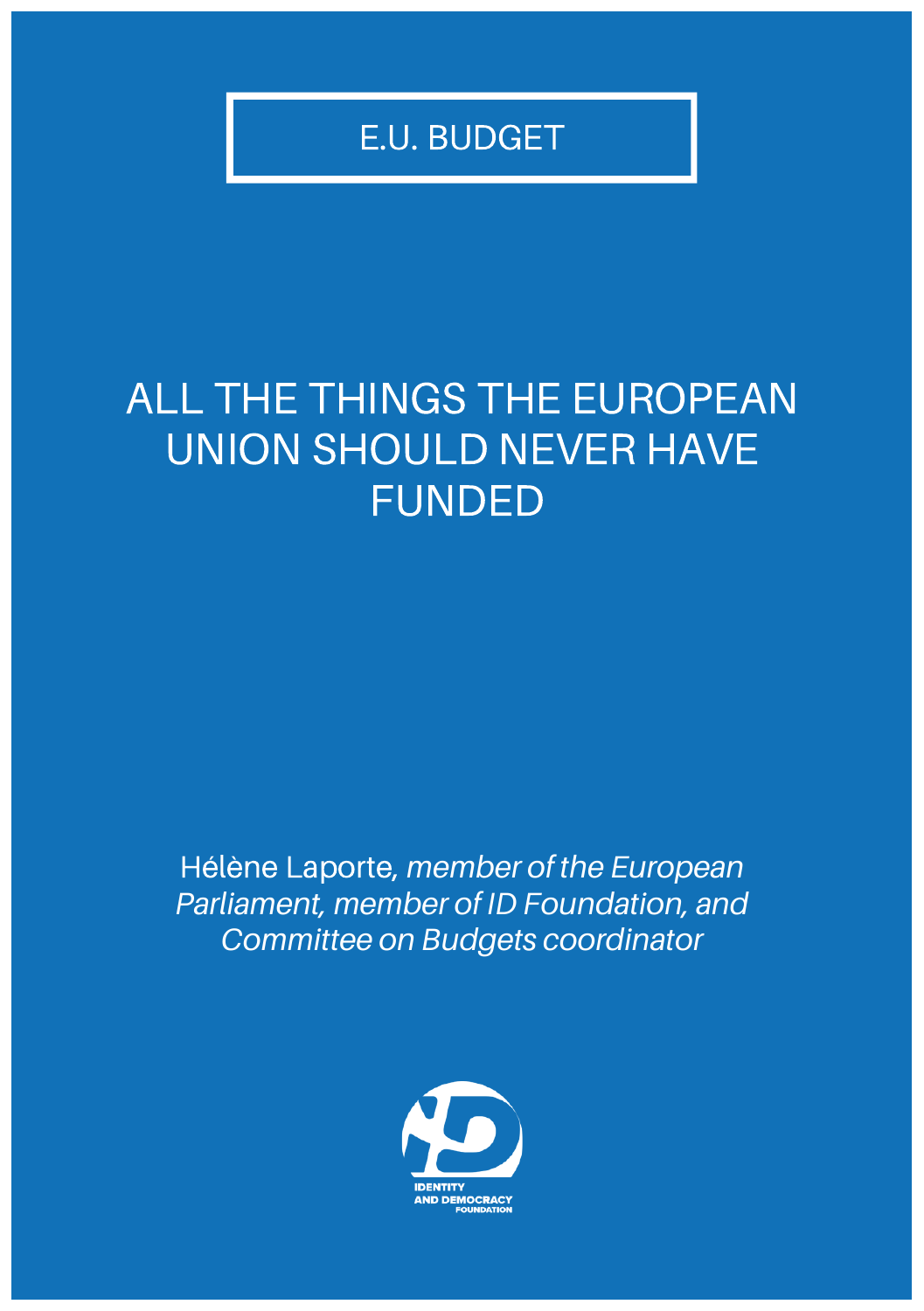E.U. BUDGET

# ALL THE THINGS THE EUROPEAN UNION SHOULD NEVER HAVE FUNDED

Hélène Laporte, *member of the European Parliament, member of ID Foundation, and Committee on Budgets coordinator*

IDENTITY AND DEMOCRACY FOUNDATION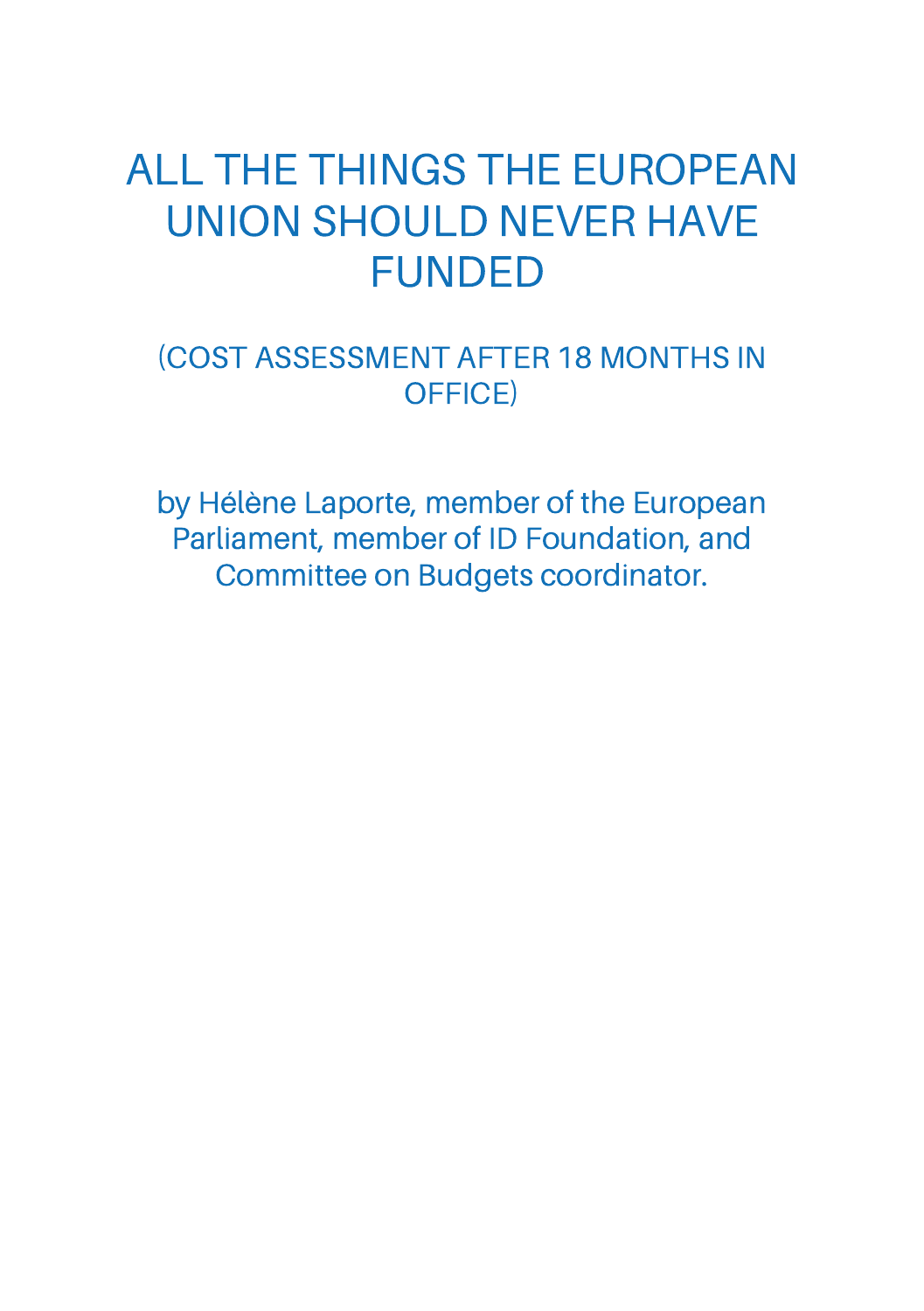# ALL THE THINGS THE EUROPEAN UNION SHOULD NEVER HAVE FUNDED

## (COST ASSESSMENT AFTER 18 MONTHS IN OFFICE)

by Hélène Laporte, member of the European Parliament, member of ID Foundation, and Committee on Budgets coordinator.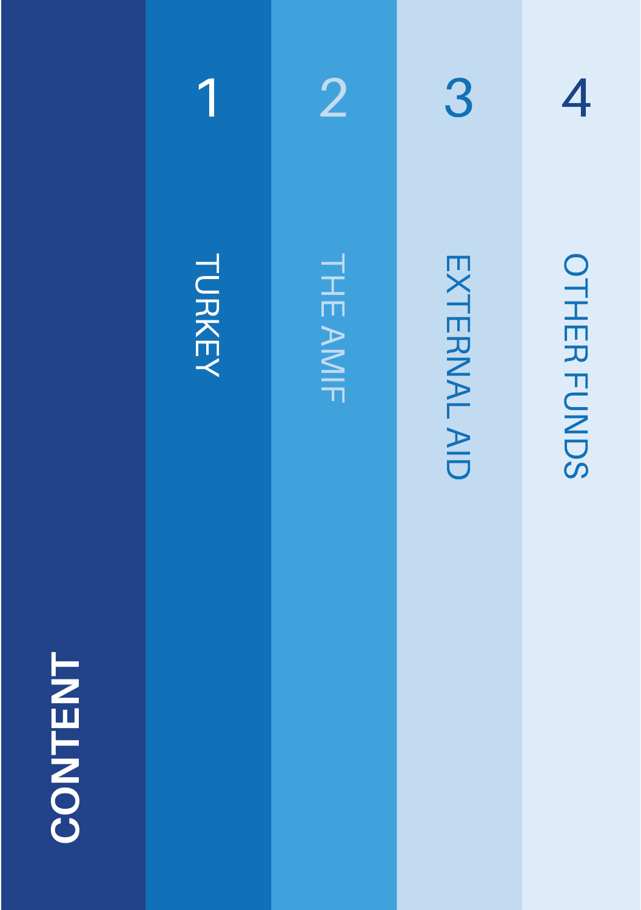# CONTENT

1. TURKEY
2. THE AMIF
3. EXTERNAL AID
4. OTHER FUNDS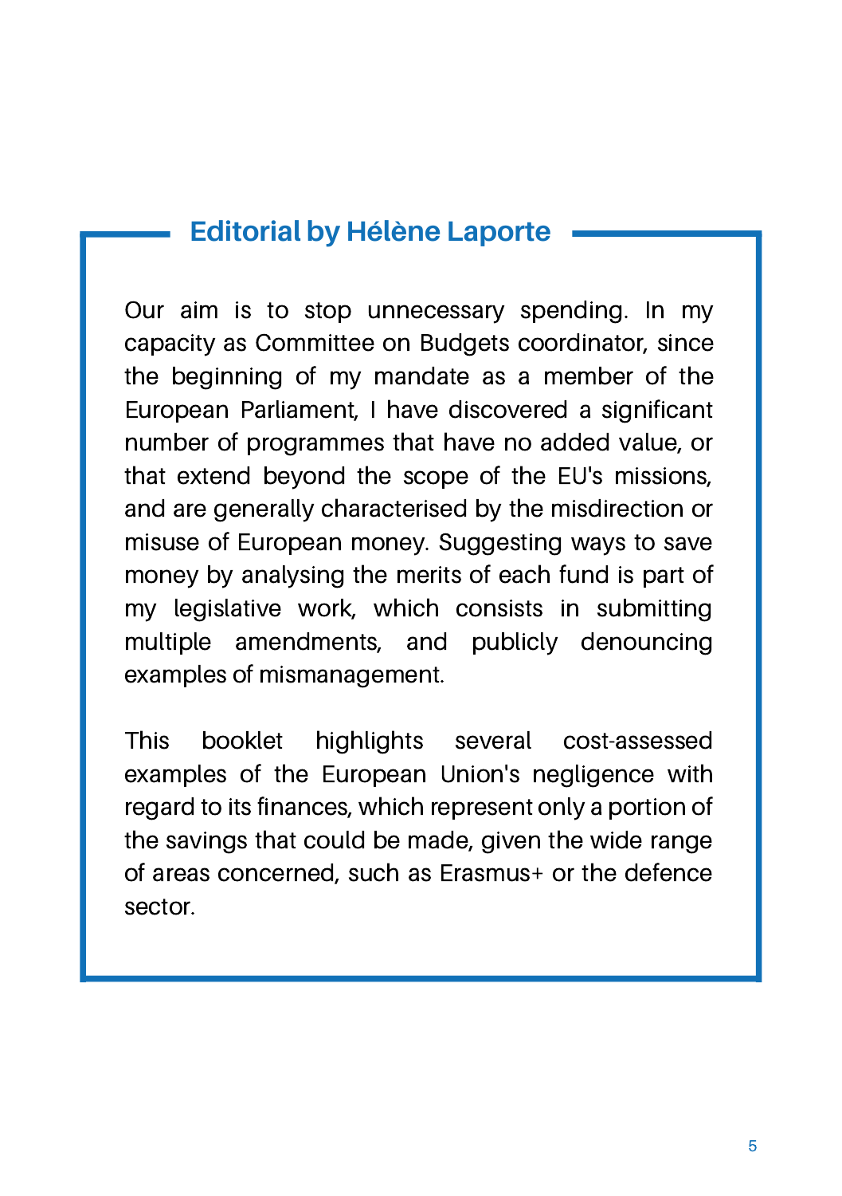## Editorial by Hélène Laporte

Our aim is to stop unnecessary spending. In my capacity as Committee on Budgets coordinator, since the beginning of my mandate as a member of the European Parliament, I have discovered a significant number of programmes that have no added value, or that extend beyond the scope of the EU's missions, and are generally characterised by the misdirection or misuse of European money. Suggesting ways to save money by analysing the merits of each fund is part of my legislative work, which consists in submitting multiple amendments, and publicly denouncing examples of mismanagement.

This booklet highlights several cost-assessed examples of the European Union's negligence with regard to its finances, which represent only a portion of the savings that could be made, given the wide range of areas concerned, such as Erasmus+ or the defence sector.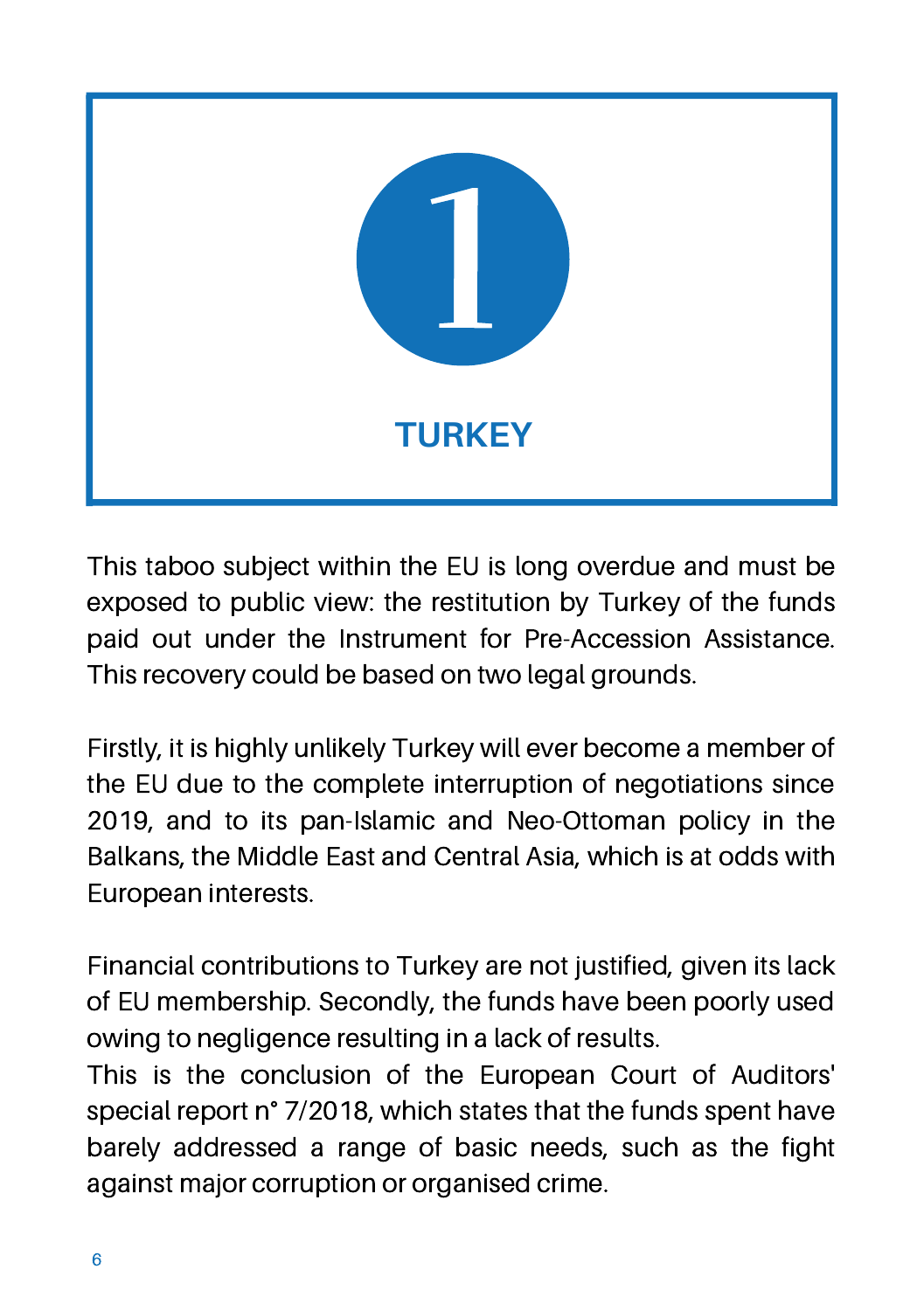# 1

## TURKEY

This taboo subject within the EU is long overdue and must be exposed to public view: the restitution by Turkey of the funds paid out under the Instrument for Pre-Accession Assistance. This recovery could be based on two legal grounds.

Firstly, it is highly unlikely Turkey will ever become a member of the EU due to the complete interruption of negotiations since 2019, and to its pan-Islamic and Neo-Ottoman policy in the Balkans, the Middle East and Central Asia, which is at odds with European interests.

Financial contributions to Turkey are not justified, given its lack of EU membership. Secondly, the funds have been poorly used owing to negligence resulting in a lack of results.
This is the conclusion of the European Court of Auditors' special report n° 7/2018, which states that the funds spent have barely addressed a range of basic needs, such as the fight against major corruption or organised crime.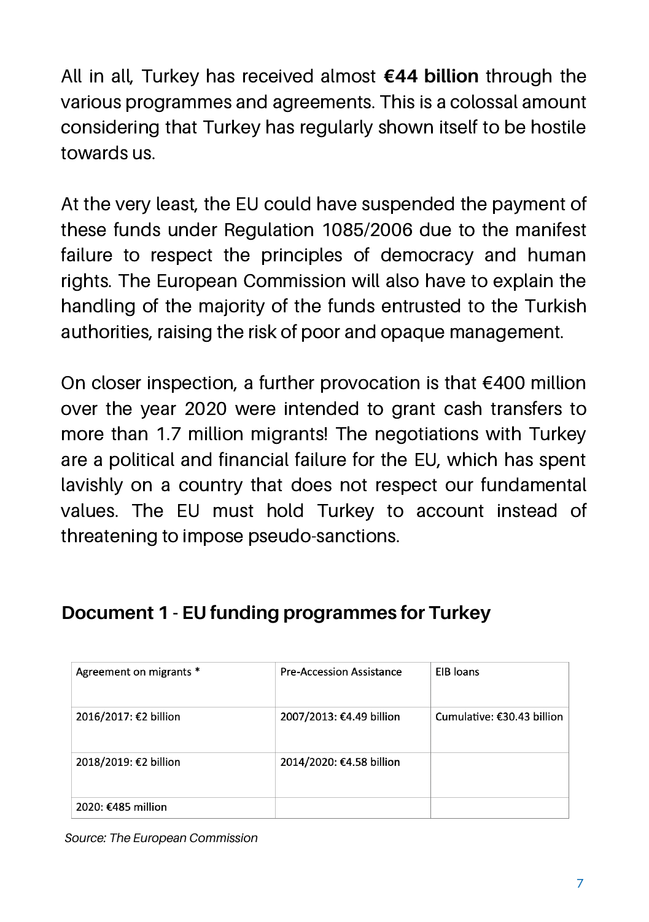All in all, Turkey has received almost **€44 billion** through the various programmes and agreements. This is a colossal amount considering that Turkey has regularly shown itself to be hostile towards us.

At the very least, the EU could have suspended the payment of these funds under Regulation 1085/2006 due to the manifest failure to respect the principles of democracy and human rights. The European Commission will also have to explain the handling of the majority of the funds entrusted to the Turkish authorities, raising the risk of poor and opaque management.

On closer inspection, a further provocation is that €400 million over the year 2020 were intended to grant cash transfers to more than 1.7 million migrants! The negotiations with Turkey are a political and financial failure for the EU, which has spent lavishly on a country that does not respect our fundamental values. The EU must hold Turkey to account instead of threatening to impose pseudo-sanctions.

## Document 1 - EU funding programmes for Turkey

| Agreement on migrants * | Pre-Accession Assistance | EIB loans |
| --- | --- | --- |
| 2016/2017: €2 billion | 2007/2013: €4.49 billion | Cumulative: €30.43 billion |
| 2018/2019: €2 billion | 2014/2020: €4.58 billion | |
| 2020: €485 million | | |

*Source: The European Commission*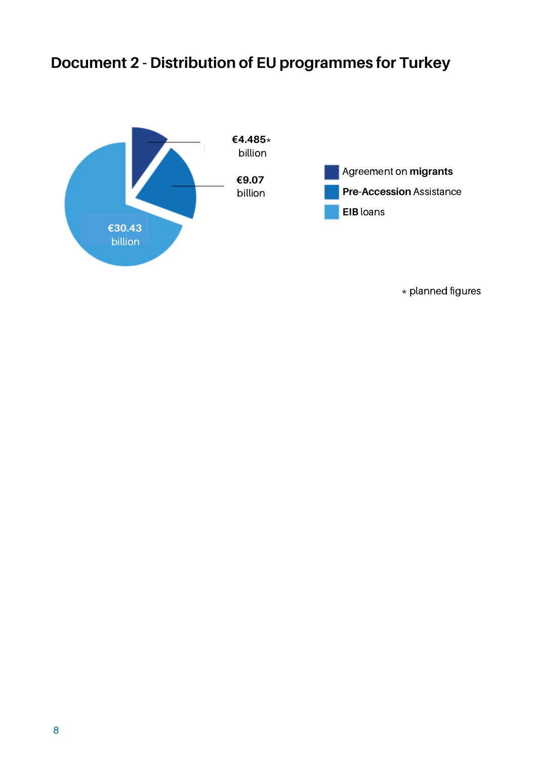## Document 2 - Distribution of EU programmes for Turkey

€4.485* billion

€9.07 billion

€30.43 billion

Agreement on **migrants**

**Pre-Accession** Assistance

**EIB** loans

* planned figures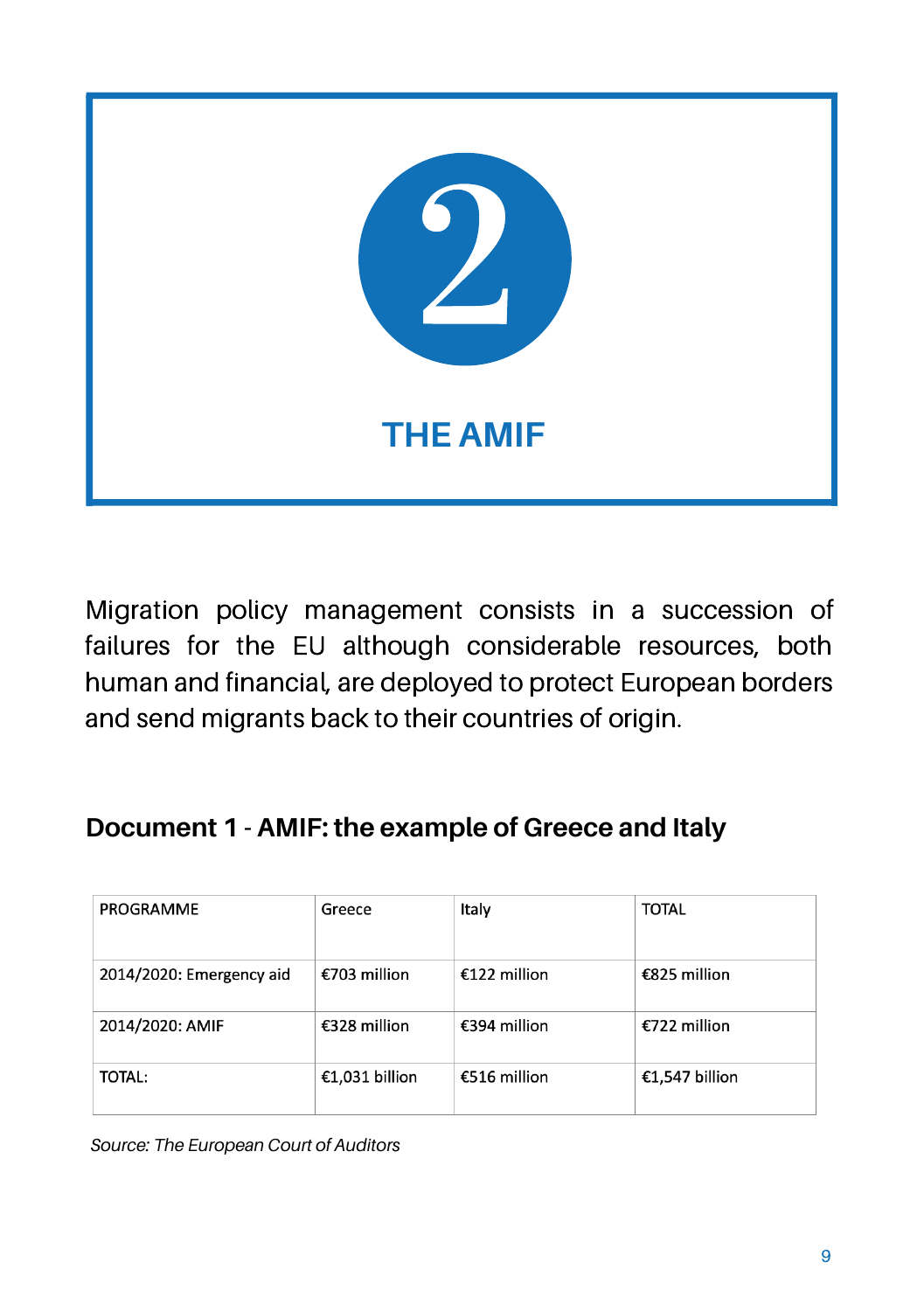# 2

## THE AMIF

Migration policy management consists in a succession of failures for the EU although considerable resources, both human and financial, are deployed to protect European borders and send migrants back to their countries of origin.

### Document 1 - AMIF: the example of Greece and Italy

| PROGRAMME | Greece | Italy | TOTAL |
| --- | --- | --- | --- |
| 2014/2020: Emergency aid | €703 million | €122 million | €825 million |
| 2014/2020: AMIF | €328 million | €394 million | €722 million |
| TOTAL: | €1,031 billion | €516 million | €1,547 billion |

*Source: The European Court of Auditors*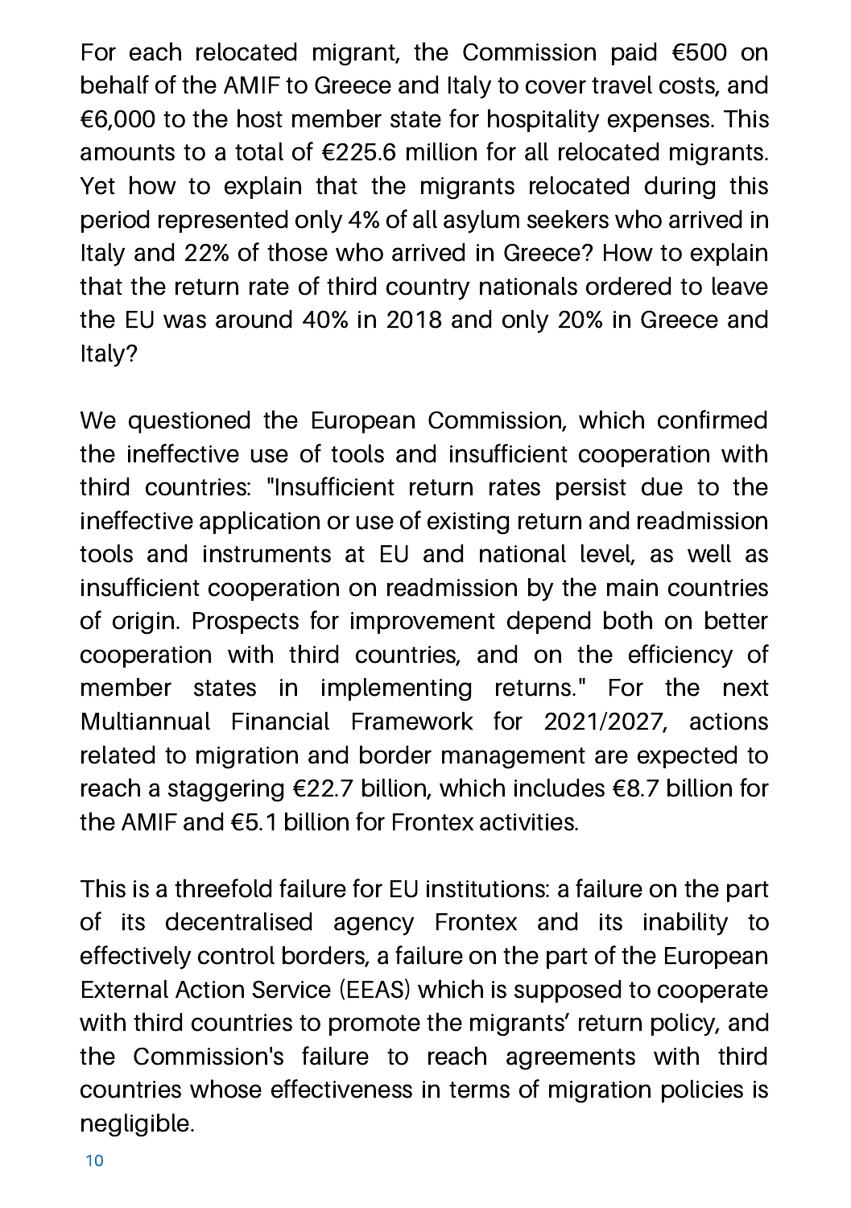For each relocated migrant, the Commission paid €500 on behalf of the AMIF to Greece and Italy to cover travel costs, and €6,000 to the host member state for hospitality expenses. This amounts to a total of €225.6 million for all relocated migrants. Yet how to explain that the migrants relocated during this period represented only 4% of all asylum seekers who arrived in Italy and 22% of those who arrived in Greece? How to explain that the return rate of third country nationals ordered to leave the EU was around 40% in 2018 and only 20% in Greece and Italy?

We questioned the European Commission, which confirmed the ineffective use of tools and insufficient cooperation with third countries: "Insufficient return rates persist due to the ineffective application or use of existing return and readmission tools and instruments at EU and national level, as well as insufficient cooperation on readmission by the main countries of origin. Prospects for improvement depend both on better cooperation with third countries, and on the efficiency of member states in implementing returns." For the next Multiannual Financial Framework for 2021/2027, actions related to migration and border management are expected to reach a staggering €22.7 billion, which includes €8.7 billion for the AMIF and €5.1 billion for Frontex activities.

This is a threefold failure for EU institutions: a failure on the part of its decentralised agency Frontex and its inability to effectively control borders, a failure on the part of the European External Action Service (EEAS) which is supposed to cooperate with third countries to promote the migrants' return policy, and the Commission's failure to reach agreements with third countries whose effectiveness in terms of migration policies is negligible.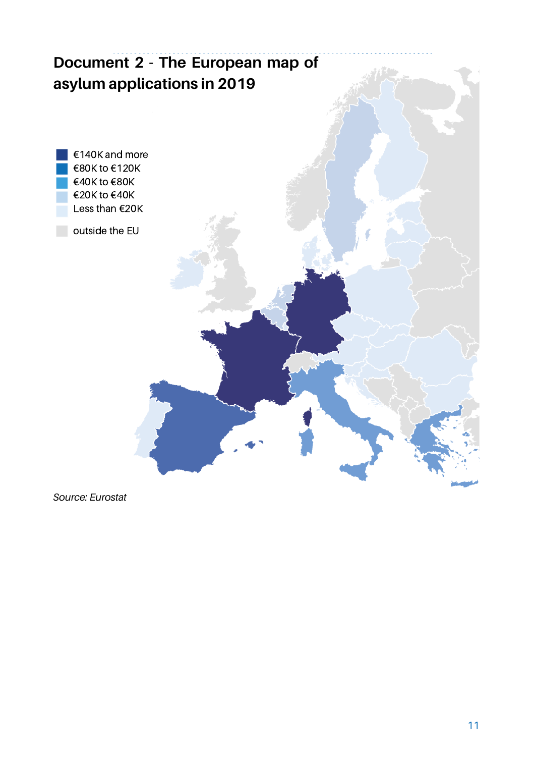# Document 2 - The European map of asylum applications in 2019

- €140K and more
- €80K to €120K
- €40K to €80K
- €20K to €40K
- Less than €20K
- outside the EU

*Source: Eurostat*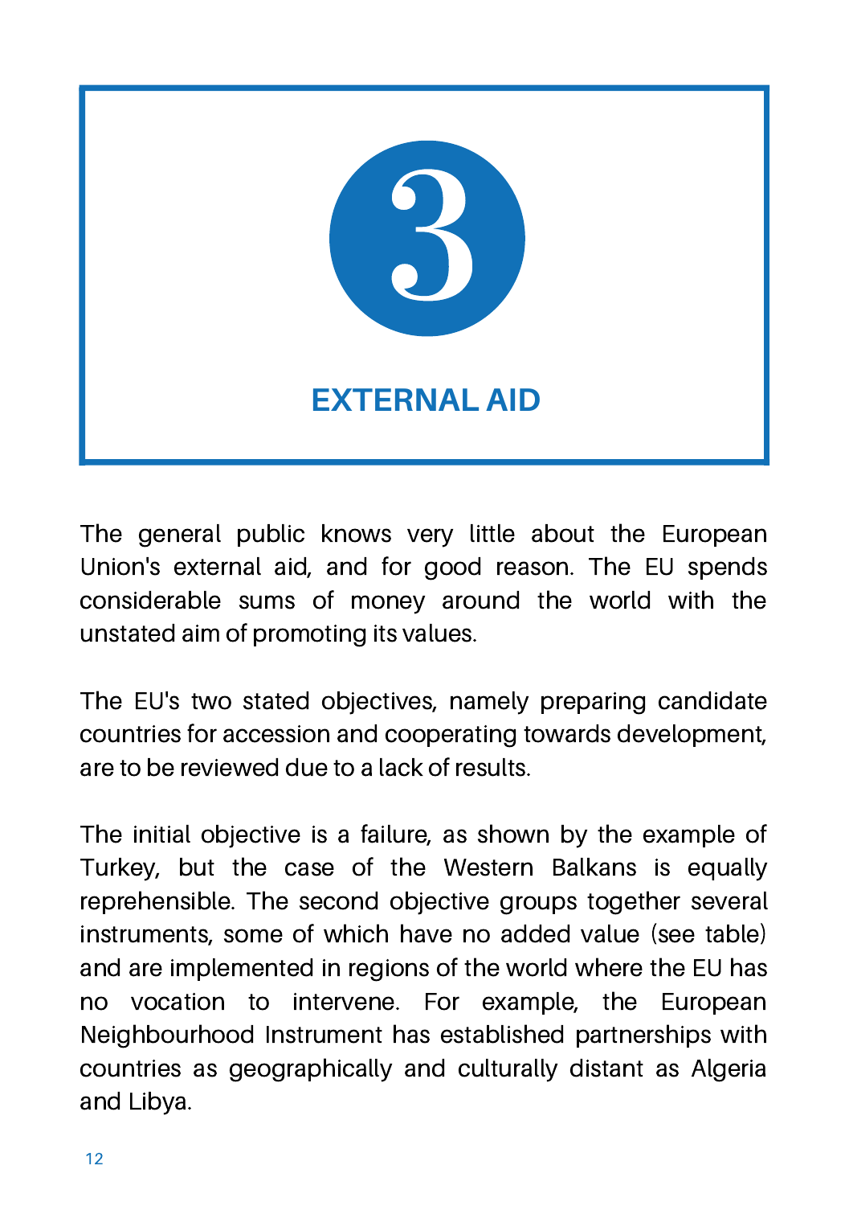# 3

# EXTERNAL AID

The general public knows very little about the European Union's external aid, and for good reason. The EU spends considerable sums of money around the world with the unstated aim of promoting its values.

The EU's two stated objectives, namely preparing candidate countries for accession and cooperating towards development, are to be reviewed due to a lack of results.

The initial objective is a failure, as shown by the example of Turkey, but the case of the Western Balkans is equally reprehensible. The second objective groups together several instruments, some of which have no added value (see table) and are implemented in regions of the world where the EU has no vocation to intervene. For example, the European Neighbourhood Instrument has established partnerships with countries as geographically and culturally distant as Algeria and Libya.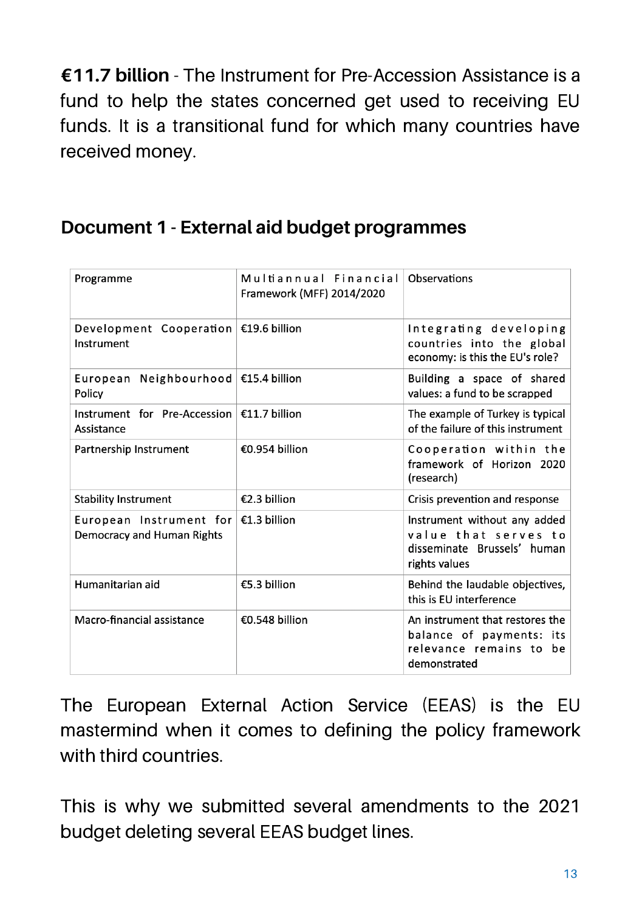**€11.7 billion** - The Instrument for Pre-Accession Assistance is a fund to help the states concerned get used to receiving EU funds. It is a transitional fund for which many countries have received money.

## Document 1 - External aid budget programmes

| Programme | Multiannual Financial Framework (MFF) 2014/2020 | Observations |
|---|---|---|
| Development Cooperation Instrument | €19.6 billion | Integrating developing countries into the global economy: is this the EU's role? |
| European Neighbourhood Policy | €15.4 billion | Building a space of shared values: a fund to be scrapped |
| Instrument for Pre-Accession Assistance | €11.7 billion | The example of Turkey is typical of the failure of this instrument |
| Partnership Instrument | €0.954 billion | Cooperation within the framework of Horizon 2020 (research) |
| Stability Instrument | €2.3 billion | Crisis prevention and response |
| European Instrument for Democracy and Human Rights | €1.3 billion | Instrument without any added value that serves to disseminate Brussels' human rights values |
| Humanitarian aid | €5.3 billion | Behind the laudable objectives, this is EU interference |
| Macro-financial assistance | €0.548 billion | An instrument that restores the balance of payments: its relevance remains to be demonstrated |

The European External Action Service (EEAS) is the EU mastermind when it comes to defining the policy framework with third countries.

This is why we submitted several amendments to the 2021 budget deleting several EEAS budget lines.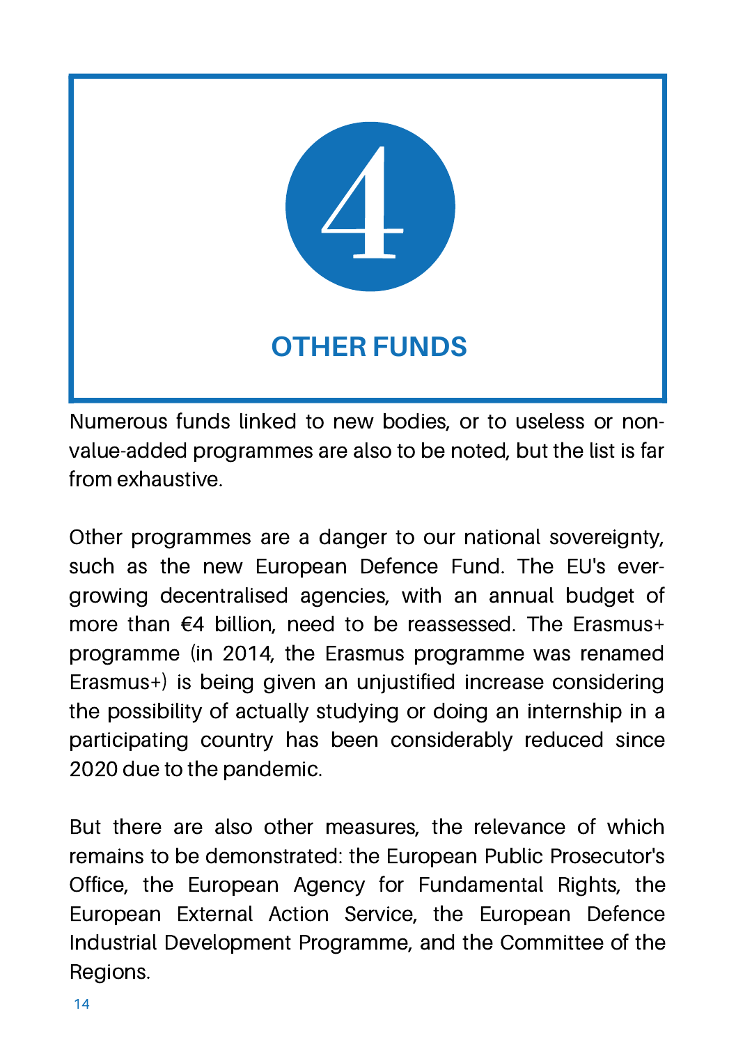# 4

# OTHER FUNDS

Numerous funds linked to new bodies, or to useless or non-value-added programmes are also to be noted, but the list is far from exhaustive.

Other programmes are a danger to our national sovereignty, such as the new European Defence Fund. The EU's ever-growing decentralised agencies, with an annual budget of more than €4 billion, need to be reassessed. The Erasmus+ programme (in 2014, the Erasmus programme was renamed Erasmus+) is being given an unjustified increase considering the possibility of actually studying or doing an internship in a participating country has been considerably reduced since 2020 due to the pandemic.

But there are also other measures, the relevance of which remains to be demonstrated: the European Public Prosecutor's Office, the European Agency for Fundamental Rights, the European External Action Service, the European Defence Industrial Development Programme, and the Committee of the Regions.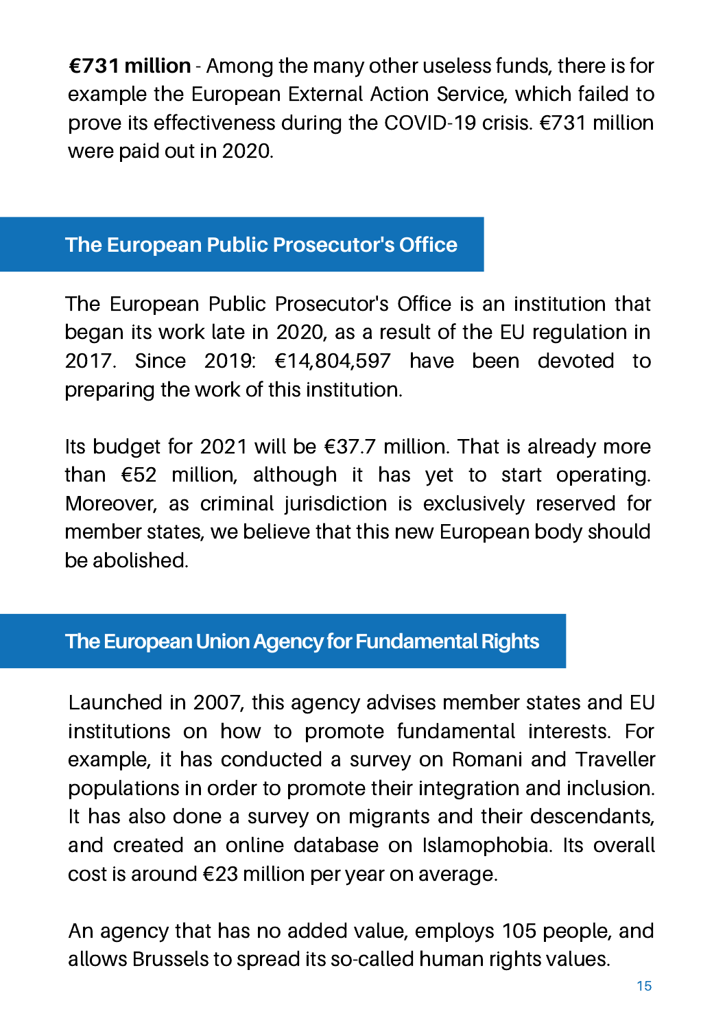**€731 million** - Among the many other useless funds, there is for example the European External Action Service, which failed to prove its effectiveness during the COVID-19 crisis. €731 million were paid out in 2020.

## The European Public Prosecutor's Office

The European Public Prosecutor's Office is an institution that began its work late in 2020, as a result of the EU regulation in 2017. Since 2019: €14,804,597 have been devoted to preparing the work of this institution.

Its budget for 2021 will be €37.7 million. That is already more than €52 million, although it has yet to start operating. Moreover, as criminal jurisdiction is exclusively reserved for member states, we believe that this new European body should be abolished.

## The European Union Agency for Fundamental Rights

Launched in 2007, this agency advises member states and EU institutions on how to promote fundamental interests. For example, it has conducted a survey on Romani and Traveller populations in order to promote their integration and inclusion. It has also done a survey on migrants and their descendants, and created an online database on Islamophobia. Its overall cost is around €23 million per year on average.

An agency that has no added value, employs 105 people, and allows Brussels to spread its so-called human rights values.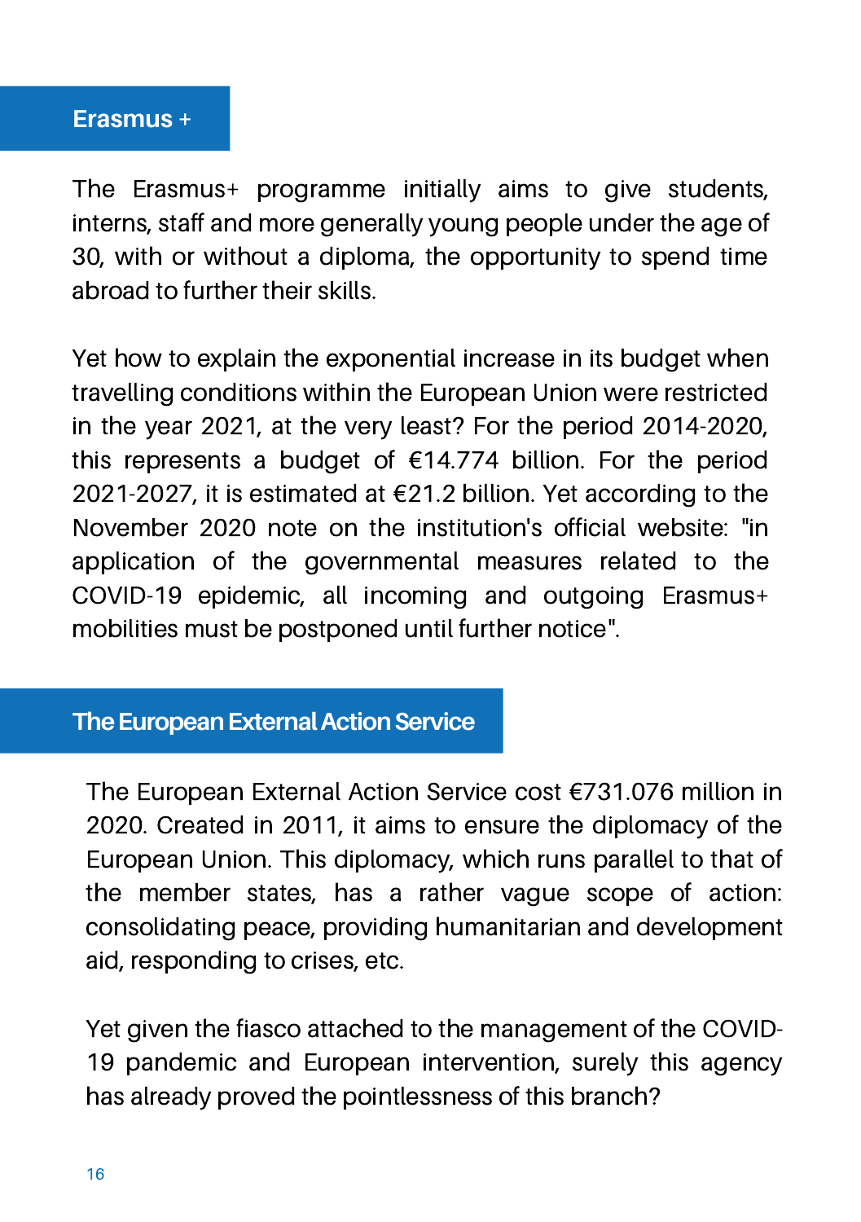## Erasmus +

The Erasmus+ programme initially aims to give students, interns, staff and more generally young people under the age of 30, with or without a diploma, the opportunity to spend time abroad to further their skills.

Yet how to explain the exponential increase in its budget when travelling conditions within the European Union were restricted in the year 2021, at the very least? For the period 2014-2020, this represents a budget of €14.774 billion. For the period 2021-2027, it is estimated at €21.2 billion. Yet according to the November 2020 note on the institution's official website: "in application of the governmental measures related to the COVID-19 epidemic, all incoming and outgoing Erasmus+ mobilities must be postponed until further notice".

## The European External Action Service

The European External Action Service cost €731.076 million in 2020. Created in 2011, it aims to ensure the diplomacy of the European Union. This diplomacy, which runs parallel to that of the member states, has a rather vague scope of action: consolidating peace, providing humanitarian and development aid, responding to crises, etc.

Yet given the fiasco attached to the management of the COVID-19 pandemic and European intervention, surely this agency has already proved the pointlessness of this branch?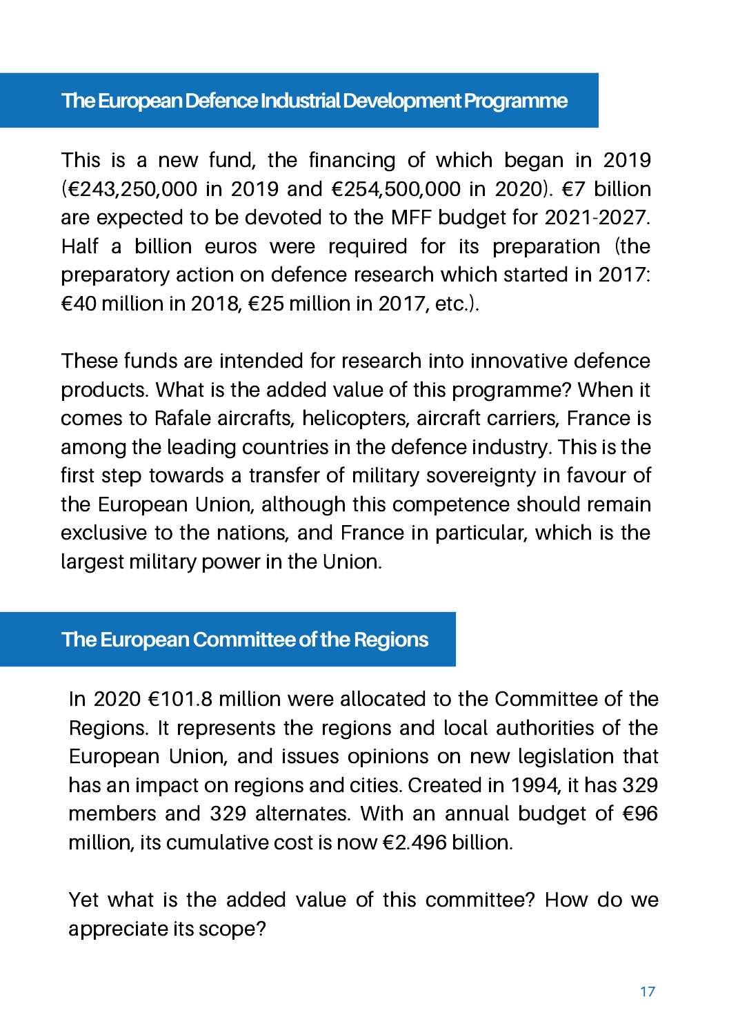## The European Defence Industrial Development Programme

This is a new fund, the financing of which began in 2019 (€243,250,000 in 2019 and €254,500,000 in 2020). €7 billion are expected to be devoted to the MFF budget for 2021-2027. Half a billion euros were required for its preparation (the preparatory action on defence research which started in 2017: €40 million in 2018, €25 million in 2017, etc.).

These funds are intended for research into innovative defence products. What is the added value of this programme? When it comes to Rafale aircrafts, helicopters, aircraft carriers, France is among the leading countries in the defence industry. This is the first step towards a transfer of military sovereignty in favour of the European Union, although this competence should remain exclusive to the nations, and France in particular, which is the largest military power in the Union.

## The European Committee of the Regions

In 2020 €101.8 million were allocated to the Committee of the Regions. It represents the regions and local authorities of the European Union, and issues opinions on new legislation that has an impact on regions and cities. Created in 1994, it has 329 members and 329 alternates. With an annual budget of €96 million, its cumulative cost is now €2.496 billion.

Yet what is the added value of this committee? How do we appreciate its scope?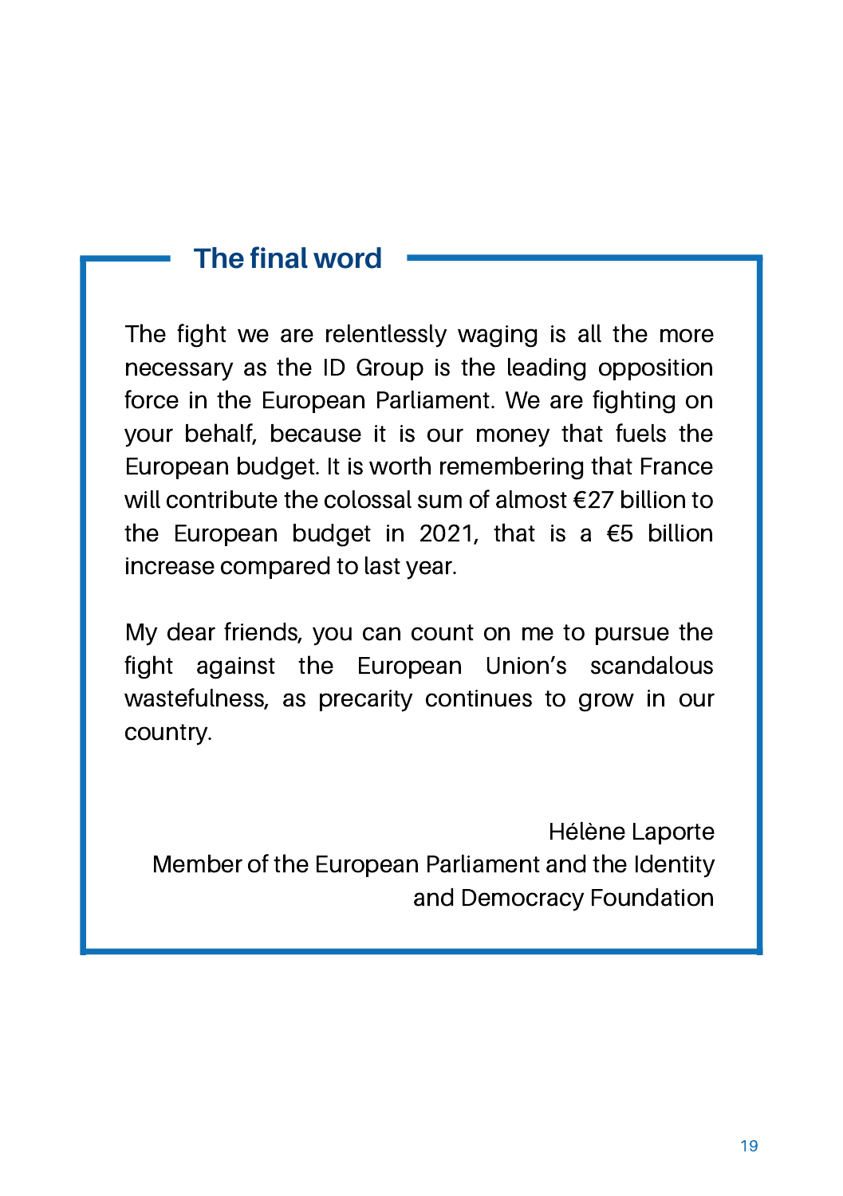## The final word

The fight we are relentlessly waging is all the more necessary as the ID Group is the leading opposition force in the European Parliament. We are fighting on your behalf, because it is our money that fuels the European budget. It is worth remembering that France will contribute the colossal sum of almost €27 billion to the European budget in 2021, that is a €5 billion increase compared to last year.

My dear friends, you can count on me to pursue the fight against the European Union's scandalous wastefulness, as precarity continues to grow in our country.

Hélène Laporte
Member of the European Parliament and the Identity and Democracy Foundation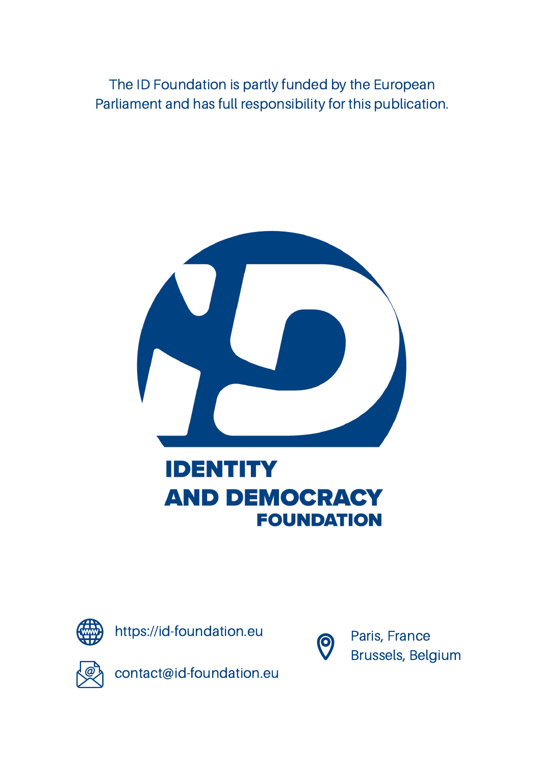The ID Foundation is partly funded by the European Parliament and has full responsibility for this publication.

**IDENTITY AND DEMOCRACY FOUNDATION**

https://id-foundation.eu

contact@id-foundation.eu

Paris, France
Brussels, Belgium